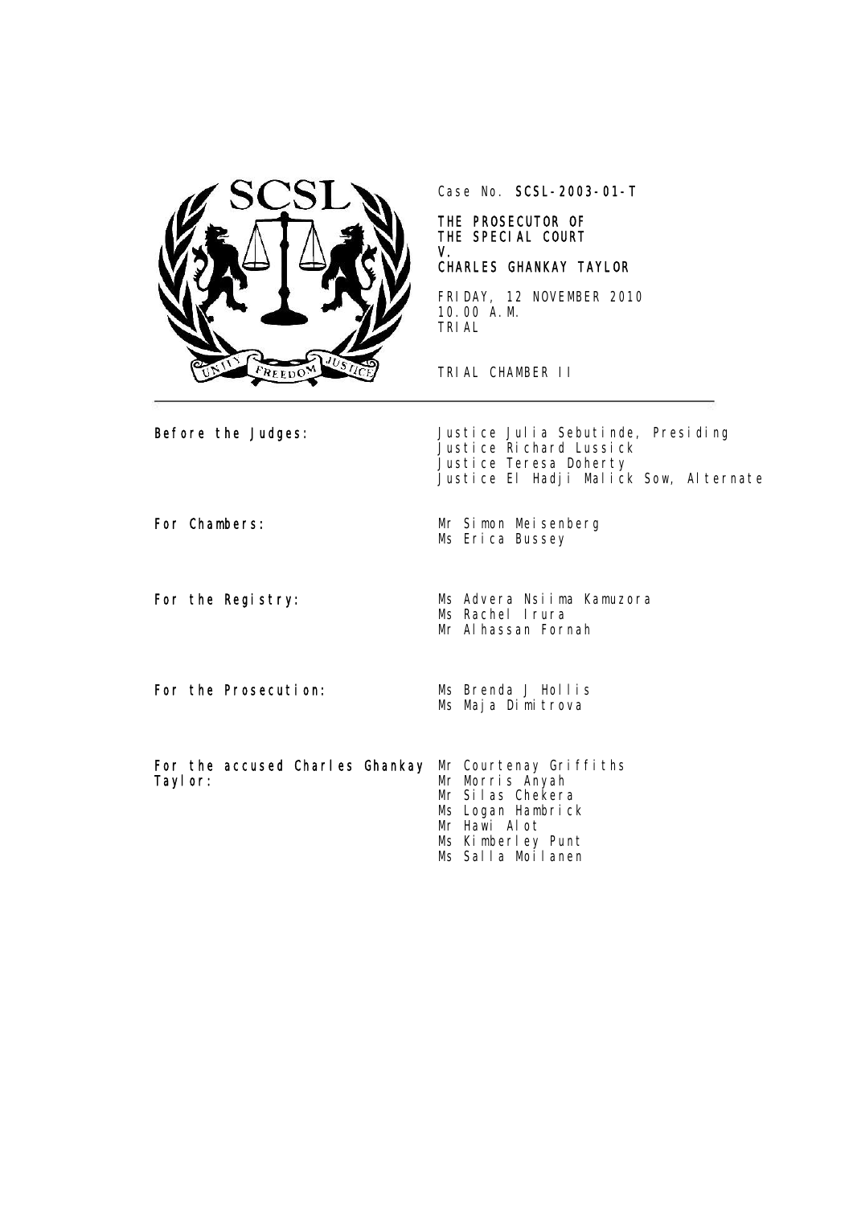Case No. **SCSL-2003-01-T**

**THE PROSECUTOR OF THE SPECIAL COURT**
**V.**
**CHARLES GHANKAY TAYLOR**

FRIDAY, 12 NOVEMBER 2010
10.00 A.M.
TRIAL

TRIAL CHAMBER II

| | |
|---|---|
| **Before the Judges:** | Justice Julia Sebutinde, Presiding<br>Justice Richard Lussick<br>Justice Teresa Doherty<br>Justice El Hadji Malick Sow, Alternate |
| **For Chambers:** | Mr Simon Meisenberg<br>Ms Erica Bussey |
| **For the Registry:** | Ms Advera Nsiima Kamuzora<br>Ms Rachel Irura<br>Mr Alhassan Fornah |
| **For the Prosecution:** | Ms Brenda J Hollis<br>Ms Maja Dimitrova |
| **For the accused Charles Ghankay Taylor:** | Mr Courtenay Griffiths<br>Mr Morris Anyah<br>Mr Silas Chekera<br>Ms Logan Hambrick<br>Mr Hawi Alot<br>Ms Kimberley Punt<br>Ms Salla Moilanen |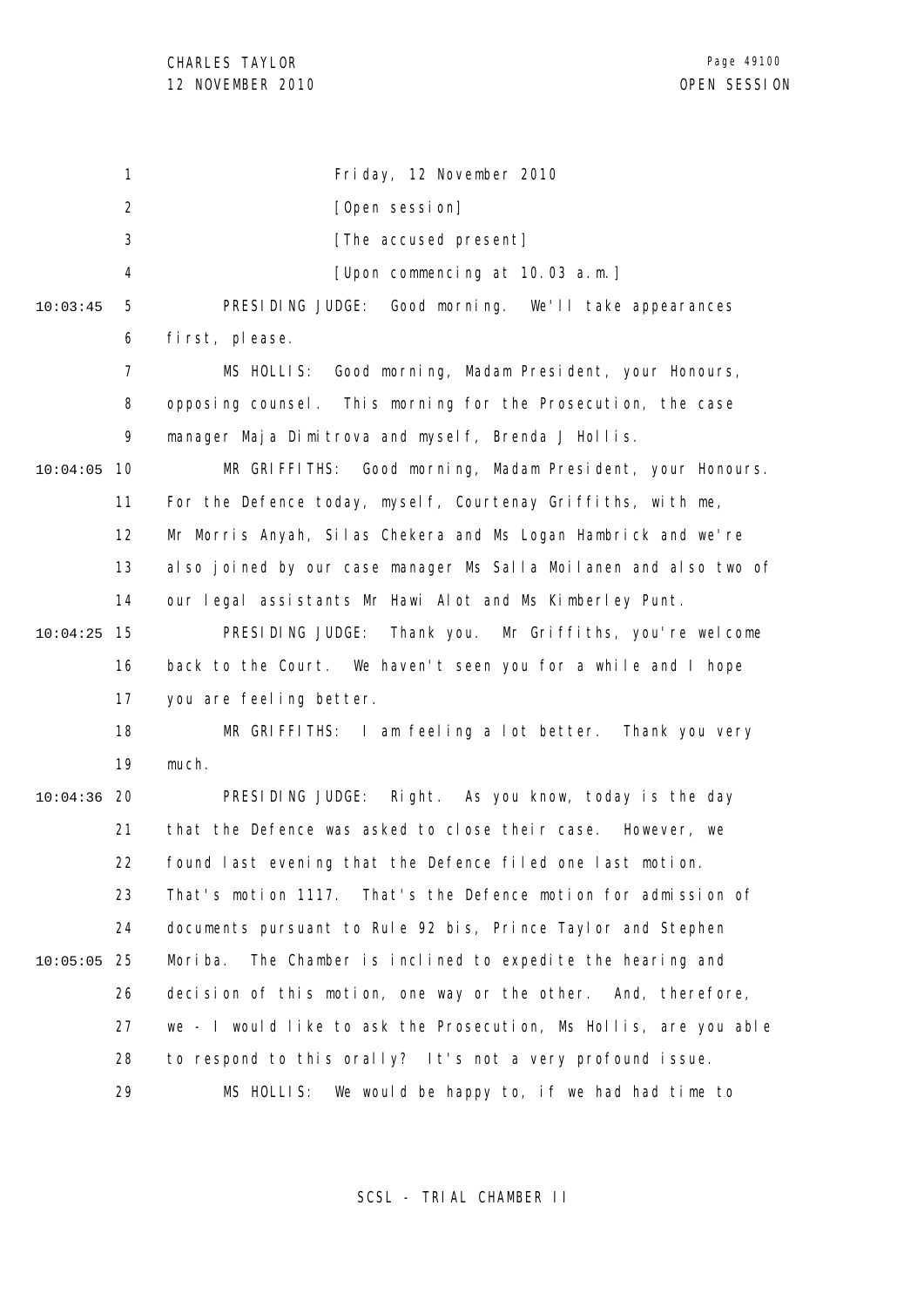Friday, 12 November 2010

[Open session]

[The accused present]

[Upon commencing at 10.03 a.m.]

PRESIDING JUDGE: Good morning. We'll take appearances first, please.

MS HOLLIS: Good morning, Madam President, your Honours, opposing counsel. This morning for the Prosecution, the case manager Maja Dimitrova and myself, Brenda J Hollis.

MR GRIFFITHS: Good morning, Madam President, your Honours. For the Defence today, myself, Courtenay Griffiths, with me, Mr Morris Anyah, Silas Chekera and Ms Logan Hambrick and we're also joined by our case manager Ms Salla Moilanen and also two of our legal assistants Mr Hawi Alot and Ms Kimberley Punt.

PRESIDING JUDGE: Thank you. Mr Griffiths, you're welcome back to the Court. We haven't seen you for a while and I hope you are feeling better.

MR GRIFFITHS: I am feeling a lot better. Thank you very much.

PRESIDING JUDGE: Right. As you know, today is the day that the Defence was asked to close their case. However, we found last evening that the Defence filed one last motion. That's motion 1117. That's the Defence motion for admission of documents pursuant to Rule 92 bis, Prince Taylor and Stephen Moriba. The Chamber is inclined to expedite the hearing and decision of this motion, one way or the other. And, therefore, we - I would like to ask the Prosecution, Ms Hollis, are you able to respond to this orally? It's not a very profound issue.

MS HOLLIS: We would be happy to, if we had had time to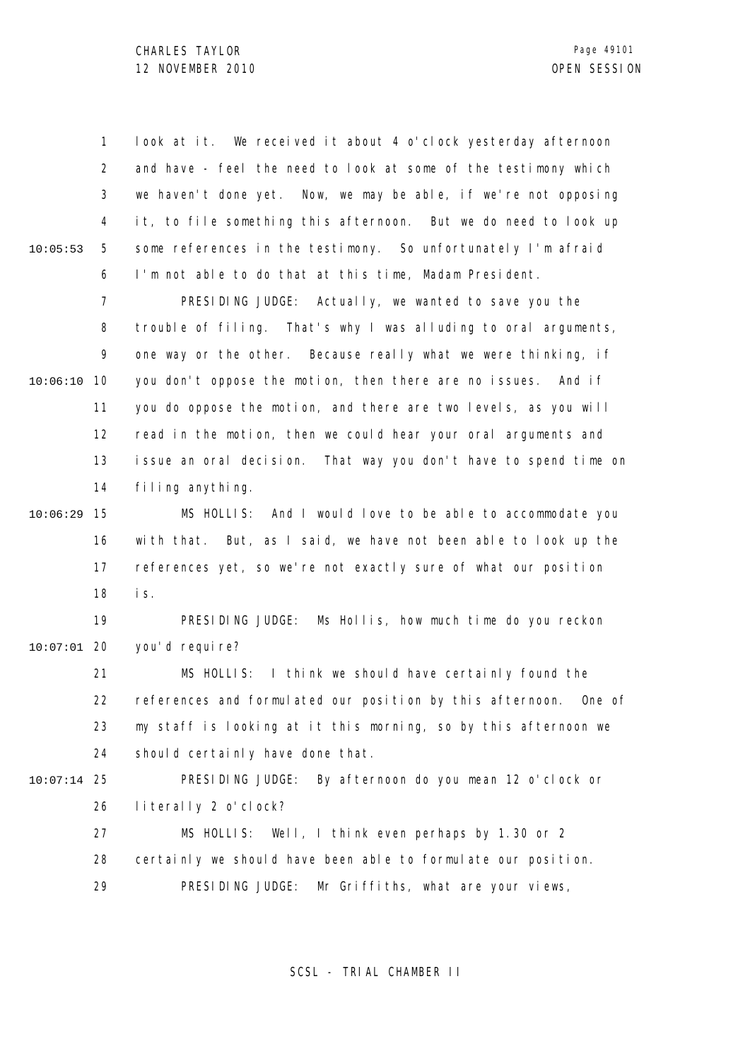look at it. We received it about 4 o'clock yesterday afternoon and have - feel the need to look at some of the testimony which we haven't done yet. Now, we may be able, if we're not opposing it, to file something this afternoon. But we do need to look up some references in the testimony. So unfortunately I'm afraid I'm not able to do that at this time, Madam President.

PRESIDING JUDGE: Actually, we wanted to save you the trouble of filing. That's why I was alluding to oral arguments, one way or the other. Because really what we were thinking, if you don't oppose the motion, then there are no issues. And if you do oppose the motion, and there are two levels, as you will read in the motion, then we could hear your oral arguments and issue an oral decision. That way you don't have to spend time on filing anything.

MS HOLLIS: And I would love to be able to accommodate you with that. But, as I said, we have not been able to look up the references yet, so we're not exactly sure of what our position is.

PRESIDING JUDGE: Ms Hollis, how much time do you reckon you'd require?

MS HOLLIS: I think we should have certainly found the references and formulated our position by this afternoon. One of my staff is looking at it this morning, so by this afternoon we should certainly have done that.

PRESIDING JUDGE: By afternoon do you mean 12 o'clock or literally 2 o'clock?

MS HOLLIS: Well, I think even perhaps by 1.30 or 2 certainly we should have been able to formulate our position.

PRESIDING JUDGE: Mr Griffiths, what are your views,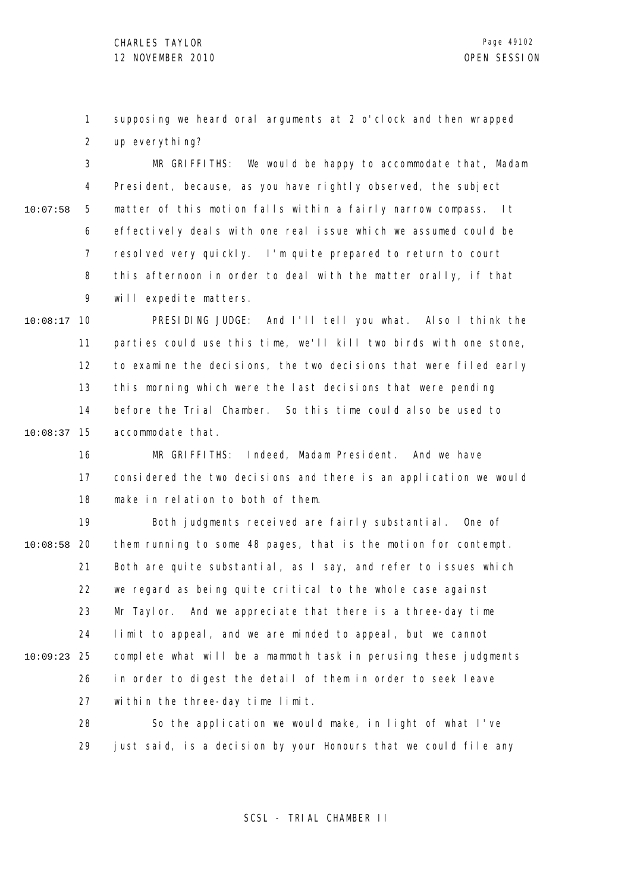supposing we heard oral arguments at 2 o'clock and then wrapped up everything?

MR GRIFFITHS: We would be happy to accommodate that, Madam President, because, as you have rightly observed, the subject matter of this motion falls within a fairly narrow compass. It effectively deals with one real issue which we assumed could be resolved very quickly. I'm quite prepared to return to court this afternoon in order to deal with the matter orally, if that will expedite matters.

PRESIDING JUDGE: And I'll tell you what. Also I think the parties could use this time, we'll kill two birds with one stone, to examine the decisions, the two decisions that were filed early this morning which were the last decisions that were pending before the Trial Chamber. So this time could also be used to accommodate that.

MR GRIFFITHS: Indeed, Madam President. And we have considered the two decisions and there is an application we would make in relation to both of them.

Both judgments received are fairly substantial. One of them running to some 48 pages, that is the motion for contempt. Both are quite substantial, as I say, and refer to issues which we regard as being quite critical to the whole case against Mr Taylor. And we appreciate that there is a three-day time limit to appeal, and we are minded to appeal, but we cannot complete what will be a mammoth task in perusing these judgments in order to digest the detail of them in order to seek leave within the three-day time limit.

So the application we would make, in light of what I've just said, is a decision by your Honours that we could file any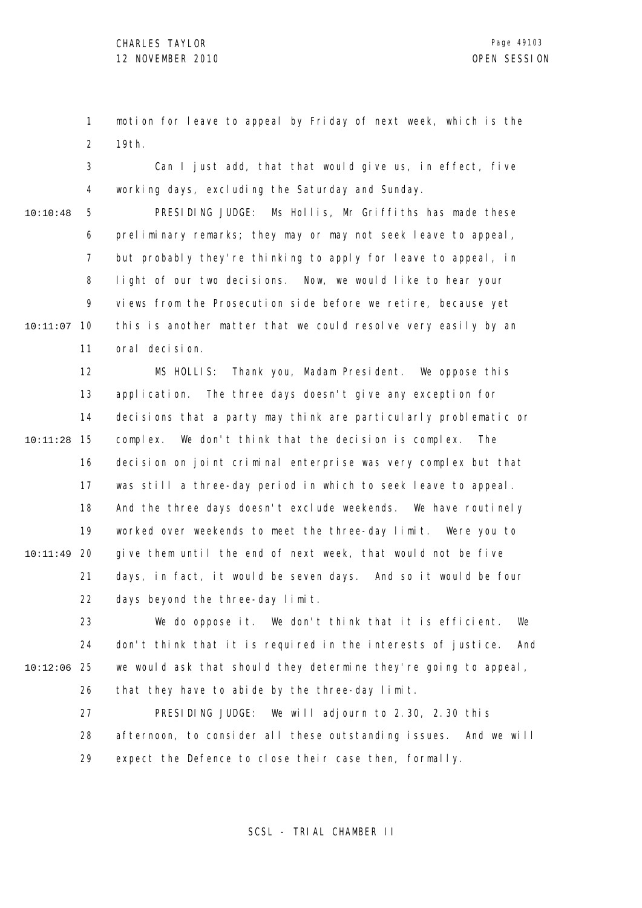motion for leave to appeal by Friday of next week, which is the 19th.

Can I just add, that that would give us, in effect, five working days, excluding the Saturday and Sunday.

PRESIDING JUDGE: Ms Hollis, Mr Griffiths has made these preliminary remarks; they may or may not seek leave to appeal, but probably they're thinking to apply for leave to appeal, in light of our two decisions. Now, we would like to hear your views from the Prosecution side before we retire, because yet this is another matter that we could resolve very easily by an oral decision.

MS HOLLIS: Thank you, Madam President. We oppose this application. The three days doesn't give any exception for decisions that a party may think are particularly problematic or complex. We don't think that the decision is complex. The decision on joint criminal enterprise was very complex but that was still a three-day period in which to seek leave to appeal. And the three days doesn't exclude weekends. We have routinely worked over weekends to meet the three-day limit. Were you to give them until the end of next week, that would not be five days, in fact, it would be seven days. And so it would be four days beyond the three-day limit.

We do oppose it. We don't think that it is efficient. We don't think that it is required in the interests of justice. And we would ask that should they determine they're going to appeal, that they have to abide by the three-day limit.

PRESIDING JUDGE: We will adjourn to 2.30, 2.30 this afternoon, to consider all these outstanding issues. And we will expect the Defence to close their case then, formally.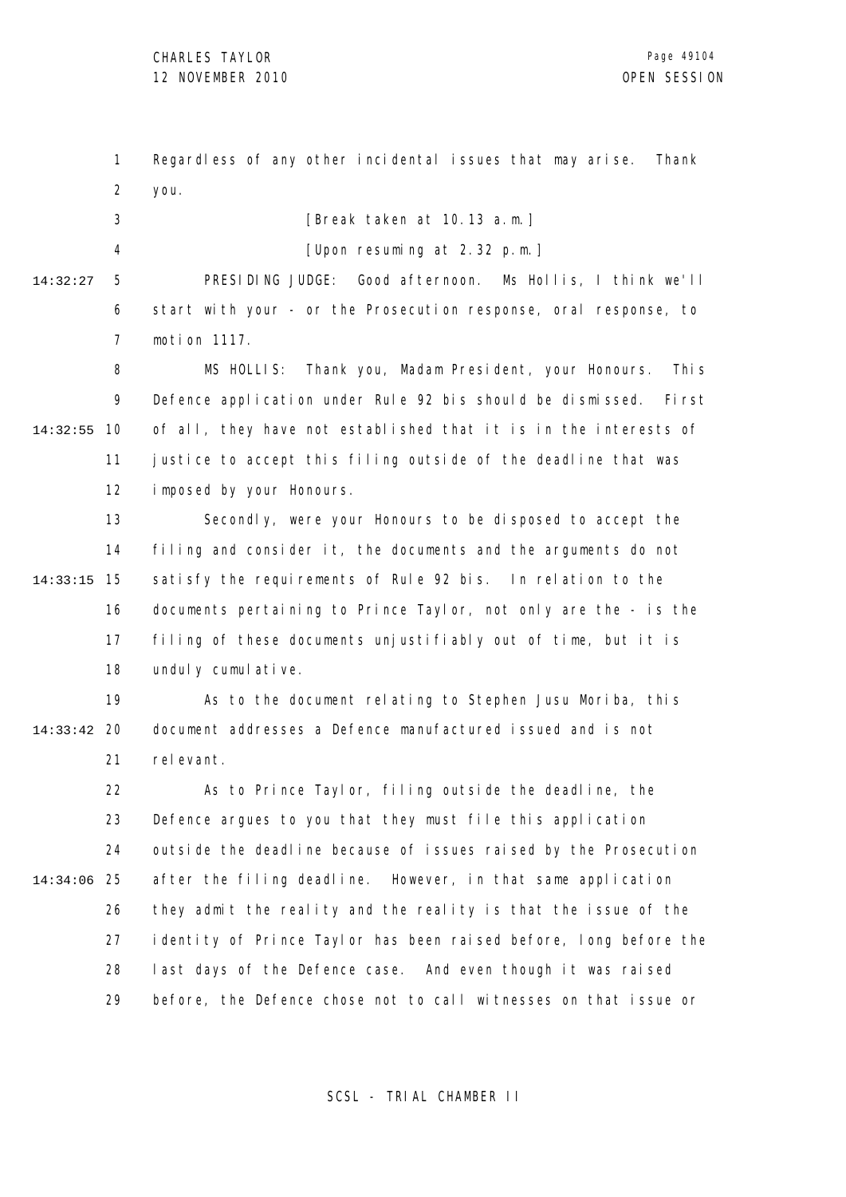Regardless of any other incidental issues that may arise. Thank you.

[Break taken at 10.13 a.m.]

[Upon resuming at 2.32 p.m.]

PRESIDING JUDGE: Good afternoon. Ms Hollis, I think we'll start with your - or the Prosecution response, oral response, to motion 1117.

MS HOLLIS: Thank you, Madam President, your Honours. This Defence application under Rule 92 bis should be dismissed. First of all, they have not established that it is in the interests of justice to accept this filing outside of the deadline that was imposed by your Honours.

Secondly, were your Honours to be disposed to accept the filing and consider it, the documents and the arguments do not satisfy the requirements of Rule 92 bis. In relation to the documents pertaining to Prince Taylor, not only are the - is the filing of these documents unjustifiably out of time, but it is unduly cumulative.

As to the document relating to Stephen Jusu Moriba, this document addresses a Defence manufactured issued and is not relevant.

As to Prince Taylor, filing outside the deadline, the Defence argues to you that they must file this application outside the deadline because of issues raised by the Prosecution after the filing deadline. However, in that same application they admit the reality and the reality is that the issue of the identity of Prince Taylor has been raised before, long before the last days of the Defence case. And even though it was raised before, the Defence chose not to call witnesses on that issue or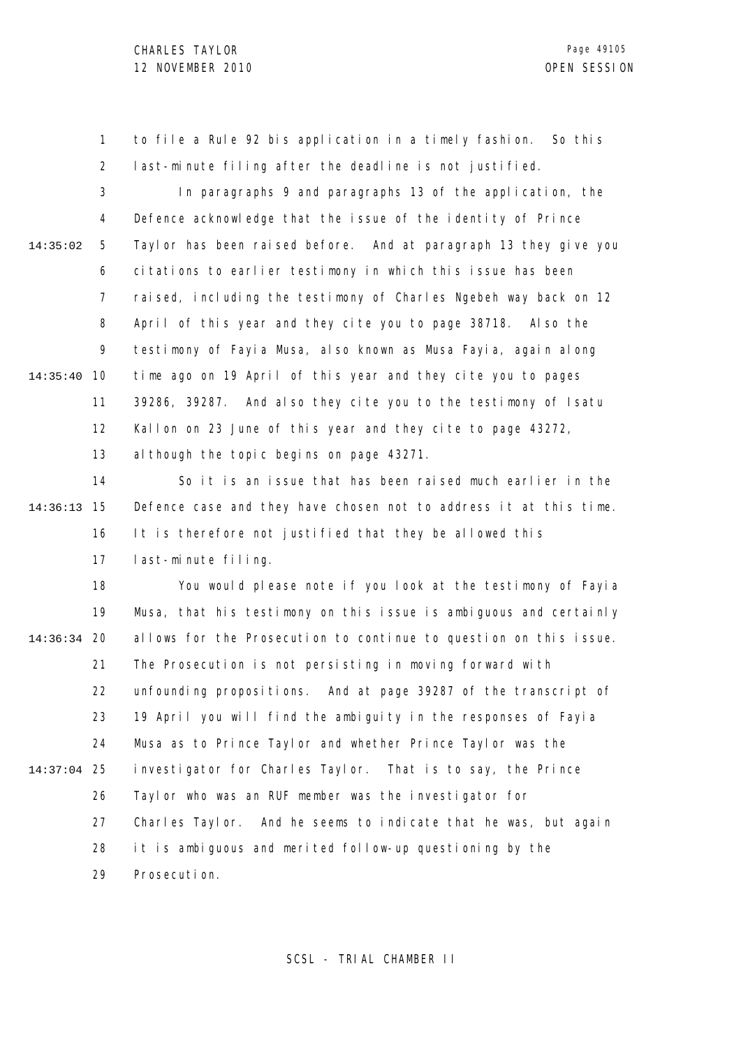to file a Rule 92 bis application in a timely fashion. So this last-minute filing after the deadline is not justified.

In paragraphs 9 and paragraphs 13 of the application, the Defence acknowledge that the issue of the identity of Prince Taylor has been raised before. And at paragraph 13 they give you citations to earlier testimony in which this issue has been raised, including the testimony of Charles Ngebeh way back on 12 April of this year and they cite you to page 38718. Also the testimony of Fayia Musa, also known as Musa Fayia, again along time ago on 19 April of this year and they cite you to pages 39286, 39287. And also they cite you to the testimony of Isatu Kallon on 23 June of this year and they cite to page 43272, although the topic begins on page 43271.

So it is an issue that has been raised much earlier in the Defence case and they have chosen not to address it at this time. It is therefore not justified that they be allowed this last-minute filing.

You would please note if you look at the testimony of Fayia Musa, that his testimony on this issue is ambiguous and certainly allows for the Prosecution to continue to question on this issue. The Prosecution is not persisting in moving forward with unfounding propositions. And at page 39287 of the transcript of 19 April you will find the ambiguity in the responses of Fayia Musa as to Prince Taylor and whether Prince Taylor was the investigator for Charles Taylor. That is to say, the Prince Taylor who was an RUF member was the investigator for Charles Taylor. And he seems to indicate that he was, but again it is ambiguous and merited follow-up questioning by the Prosecution.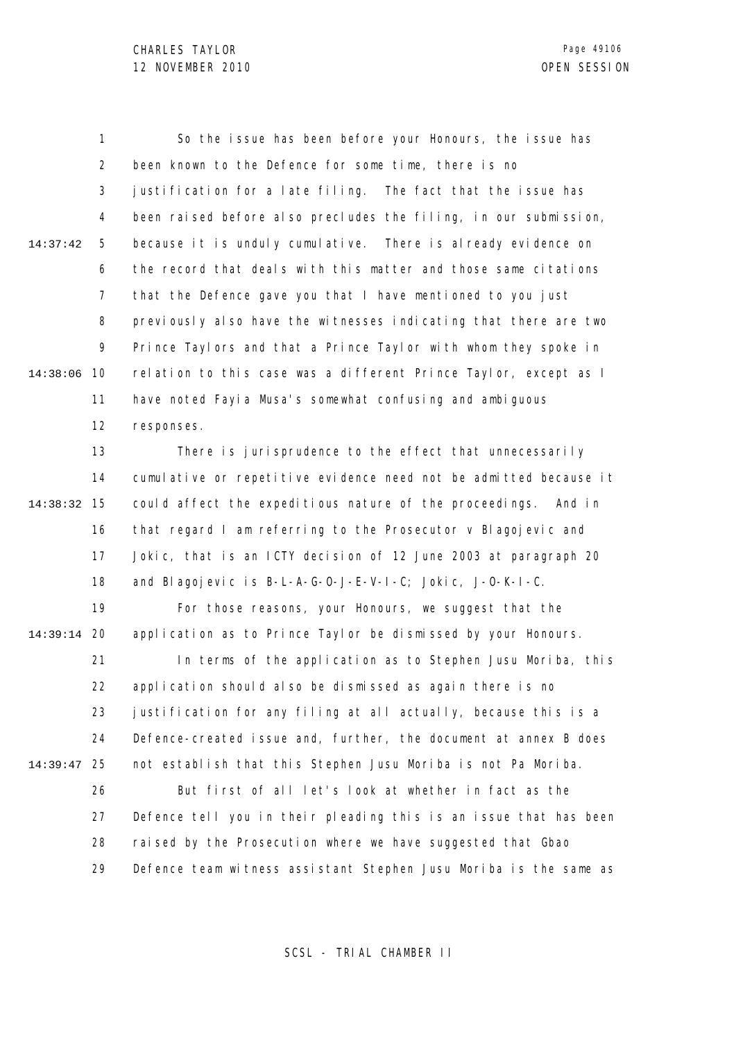So the issue has been before your Honours, the issue has been known to the Defence for some time, there is no justification for a late filing. The fact that the issue has been raised before also precludes the filing, in our submission, because it is unduly cumulative. There is already evidence on the record that deals with this matter and those same citations that the Defence gave you that I have mentioned to you just previously also have the witnesses indicating that there are two Prince Taylors and that a Prince Taylor with whom they spoke in relation to this case was a different Prince Taylor, except as I have noted Fayia Musa's somewhat confusing and ambiguous responses.

There is jurisprudence to the effect that unnecessarily cumulative or repetitive evidence need not be admitted because it could affect the expeditious nature of the proceedings. And in that regard I am referring to the Prosecutor v Blagojevic and Jokic, that is an ICTY decision of 12 June 2003 at paragraph 20 and Blagojevic is B-L-A-G-O-J-E-V-I-C; Jokic, J-O-K-I-C.

For those reasons, your Honours, we suggest that the application as to Prince Taylor be dismissed by your Honours.

In terms of the application as to Stephen Jusu Moriba, this application should also be dismissed as again there is no justification for any filing at all actually, because this is a Defence-created issue and, further, the document at annex B does not establish that this Stephen Jusu Moriba is not Pa Moriba.

But first of all let's look at whether in fact as the Defence tell you in their pleading this is an issue that has been raised by the Prosecution where we have suggested that Gbao Defence team witness assistant Stephen Jusu Moriba is the same as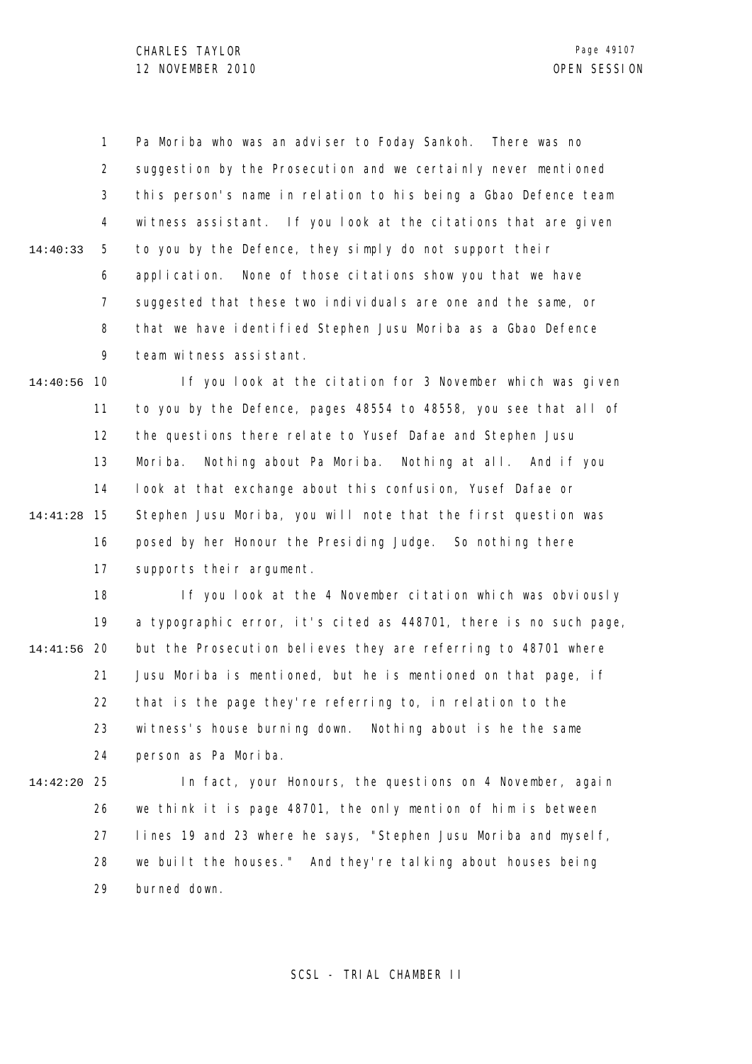Pa Moriba who was an adviser to Foday Sankoh. There was no suggestion by the Prosecution and we certainly never mentioned this person's name in relation to his being a Gbao Defence team witness assistant. If you look at the citations that are given to you by the Defence, they simply do not support their application. None of those citations show you that we have suggested that these two individuals are one and the same, or that we have identified Stephen Jusu Moriba as a Gbao Defence team witness assistant.

If you look at the citation for 3 November which was given to you by the Defence, pages 48554 to 48558, you see that all of the questions there relate to Yusef Dafae and Stephen Jusu Moriba. Nothing about Pa Moriba. Nothing at all. And if you look at that exchange about this confusion, Yusef Dafae or Stephen Jusu Moriba, you will note that the first question was posed by her Honour the Presiding Judge. So nothing there supports their argument.

If you look at the 4 November citation which was obviously a typographic error, it's cited as 448701, there is no such page, but the Prosecution believes they are referring to 48701 where Jusu Moriba is mentioned, but he is mentioned on that page, if that is the page they're referring to, in relation to the witness's house burning down. Nothing about is he the same person as Pa Moriba.

In fact, your Honours, the questions on 4 November, again we think it is page 48701, the only mention of him is between lines 19 and 23 where he says, "Stephen Jusu Moriba and myself, we built the houses." And they're talking about houses being burned down.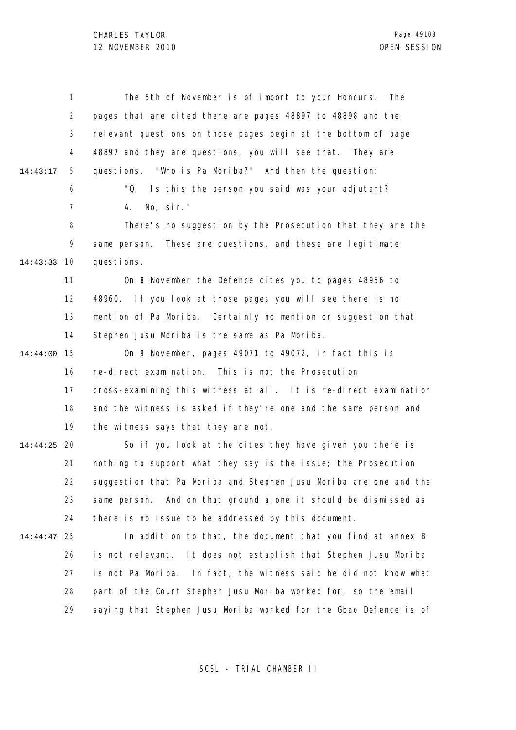The 5th of November is of import to your Honours. The pages that are cited there are pages 48897 to 48898 and the relevant questions on those pages begin at the bottom of page 48897 and they are questions, you will see that. They are questions. "Who is Pa Moriba?" And then the question:

"Q. Is this the person you said was your adjutant?

A. No, sir."

There's no suggestion by the Prosecution that they are the same person. These are questions, and these are legitimate questions.

On 8 November the Defence cites you to pages 48956 to 48960. If you look at those pages you will see there is no mention of Pa Moriba. Certainly no mention or suggestion that Stephen Jusu Moriba is the same as Pa Moriba.

On 9 November, pages 49071 to 49072, in fact this is re-direct examination. This is not the Prosecution cross-examining this witness at all. It is re-direct examination and the witness is asked if they're one and the same person and the witness says that they are not.

So if you look at the cites they have given you there is nothing to support what they say is the issue; the Prosecution suggestion that Pa Moriba and Stephen Jusu Moriba are one and the same person. And on that ground alone it should be dismissed as there is no issue to be addressed by this document.

In addition to that, the document that you find at annex B is not relevant. It does not establish that Stephen Jusu Moriba is not Pa Moriba. In fact, the witness said he did not know what part of the Court Stephen Jusu Moriba worked for, so the email saying that Stephen Jusu Moriba worked for the Gbao Defence is of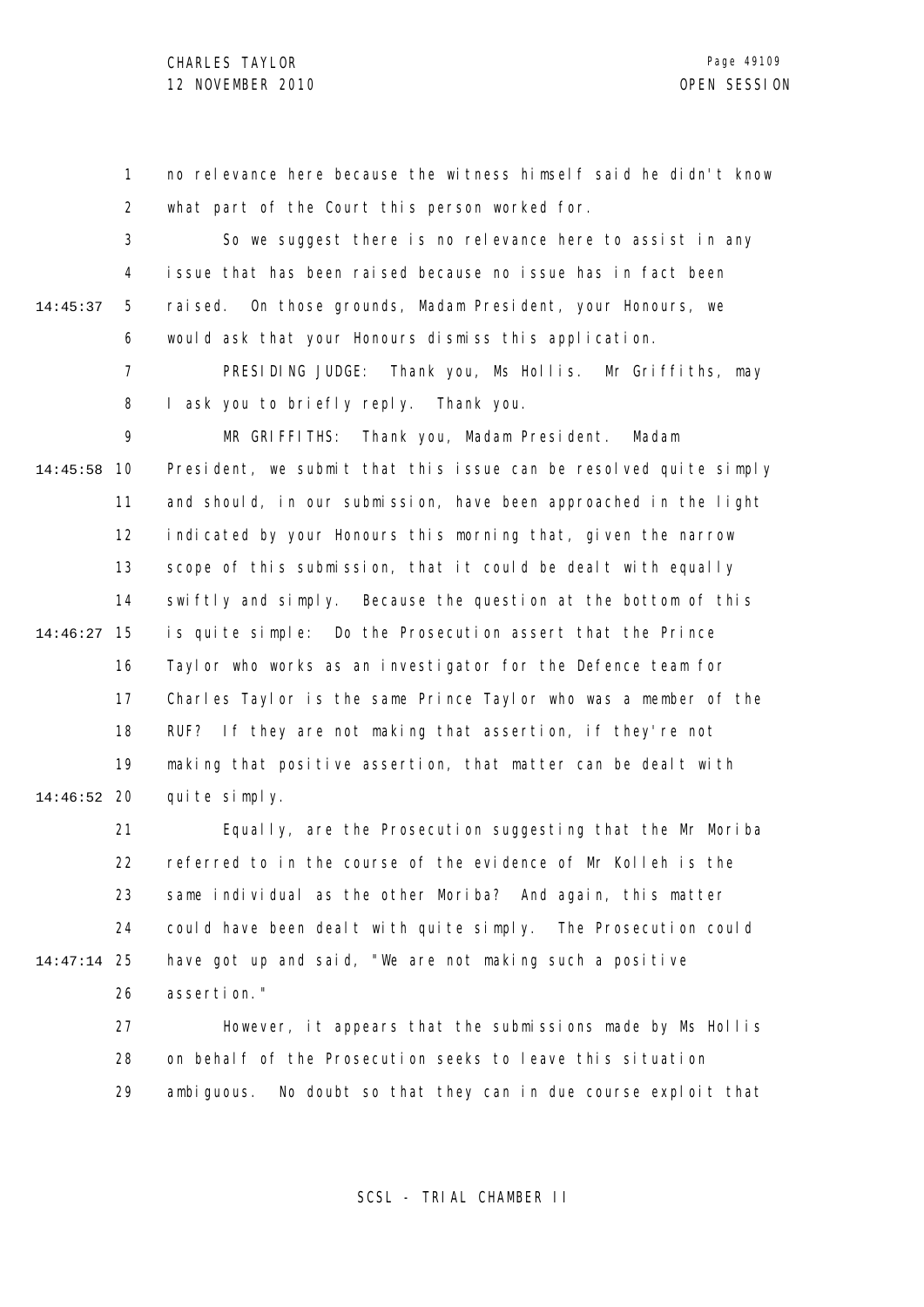no relevance here because the witness himself said he didn't know what part of the Court this person worked for.

So we suggest there is no relevance here to assist in any issue that has been raised because no issue has in fact been raised. On those grounds, Madam President, your Honours, we would ask that your Honours dismiss this application.

PRESIDING JUDGE: Thank you, Ms Hollis. Mr Griffiths, may I ask you to briefly reply. Thank you.

MR GRIFFITHS: Thank you, Madam President. Madam President, we submit that this issue can be resolved quite simply and should, in our submission, have been approached in the light indicated by your Honours this morning that, given the narrow scope of this submission, that it could be dealt with equally swiftly and simply. Because the question at the bottom of this is quite simple: Do the Prosecution assert that the Prince Taylor who works as an investigator for the Defence team for Charles Taylor is the same Prince Taylor who was a member of the RUF? If they are not making that assertion, if they're not making that positive assertion, that matter can be dealt with quite simply.

Equally, are the Prosecution suggesting that the Mr Moriba referred to in the course of the evidence of Mr Kolleh is the same individual as the other Moriba? And again, this matter could have been dealt with quite simply. The Prosecution could have got up and said, "We are not making such a positive assertion."

However, it appears that the submissions made by Ms Hollis on behalf of the Prosecution seeks to leave this situation ambiguous. No doubt so that they can in due course exploit that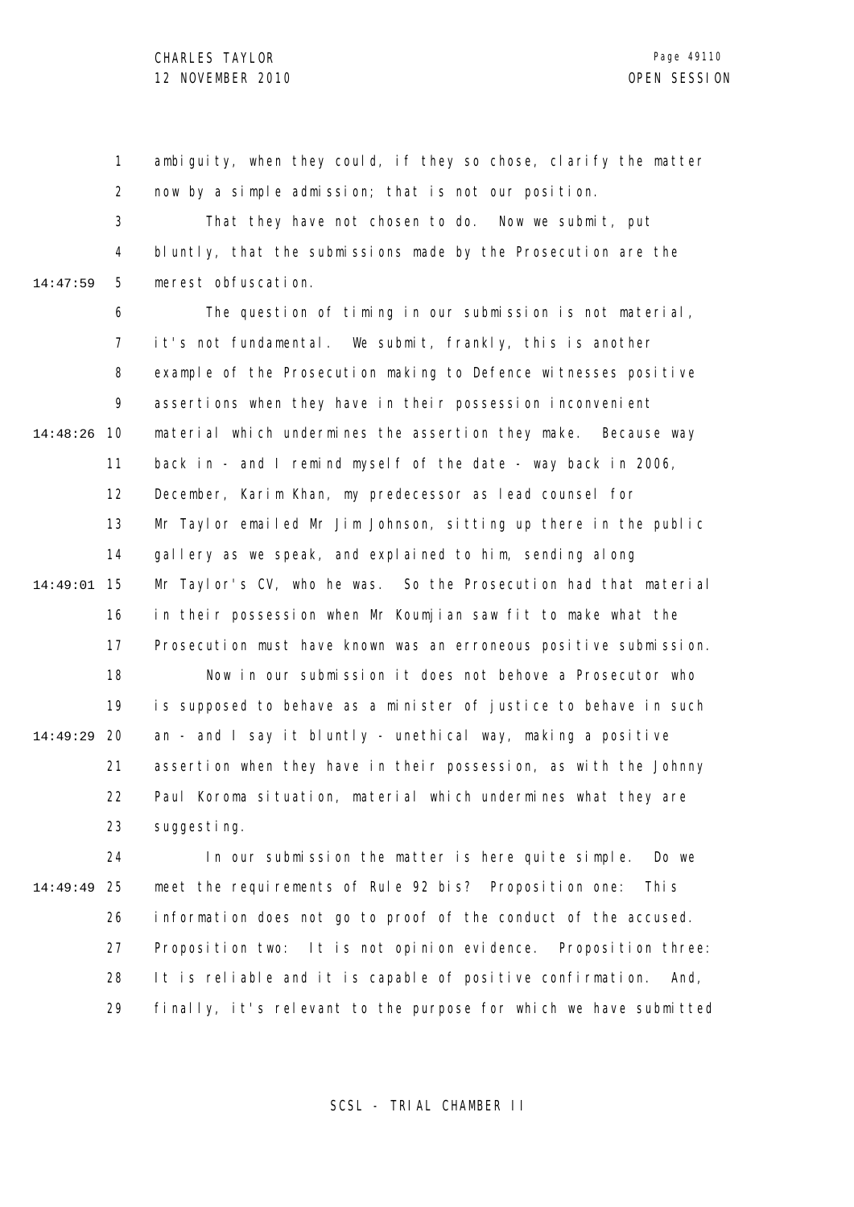ambiguity, when they could, if they so chose, clarify the matter now by a simple admission; that is not our position.

That they have not chosen to do. Now we submit, put bluntly, that the submissions made by the Prosecution are the merest obfuscation.

The question of timing in our submission is not material, it's not fundamental. We submit, frankly, this is another example of the Prosecution making to Defence witnesses positive assertions when they have in their possession inconvenient material which undermines the assertion they make. Because way back in - and I remind myself of the date - way back in 2006, December, Karim Khan, my predecessor as lead counsel for Mr Taylor emailed Mr Jim Johnson, sitting up there in the public gallery as we speak, and explained to him, sending along Mr Taylor's CV, who he was. So the Prosecution had that material in their possession when Mr Koumjian saw fit to make what the Prosecution must have known was an erroneous positive submission.

Now in our submission it does not behove a Prosecutor who is supposed to behave as a minister of justice to behave in such an - and I say it bluntly - unethical way, making a positive assertion when they have in their possession, as with the Johnny Paul Koroma situation, material which undermines what they are suggesting.

In our submission the matter is here quite simple. Do we meet the requirements of Rule 92 bis? Proposition one: This information does not go to proof of the conduct of the accused. Proposition two: It is not opinion evidence. Proposition three: It is reliable and it is capable of positive confirmation. And, finally, it's relevant to the purpose for which we have submitted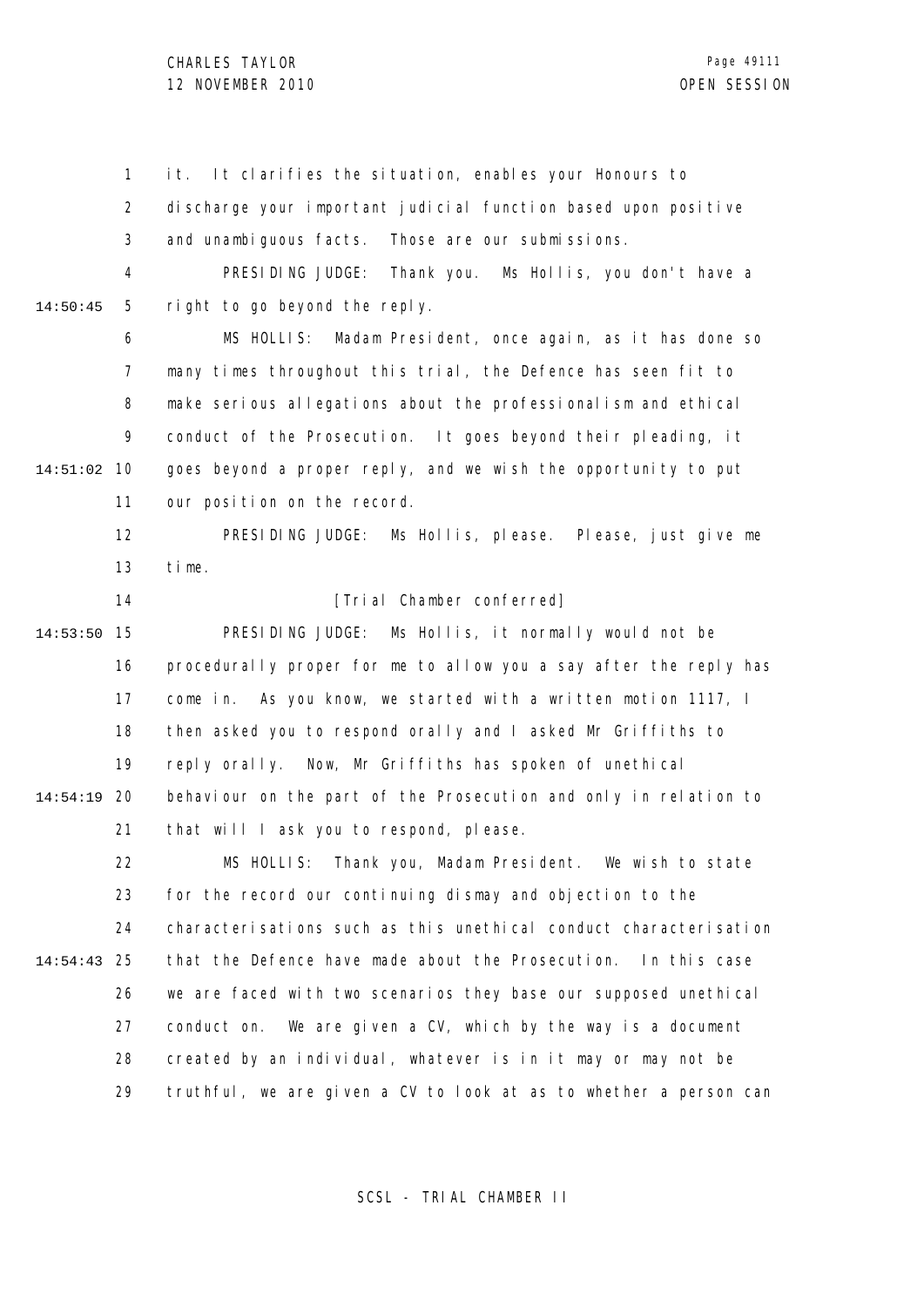it. It clarifies the situation, enables your Honours to discharge your important judicial function based upon positive and unambiguous facts. Those are our submissions.

PRESIDING JUDGE: Thank you. Ms Hollis, you don't have a right to go beyond the reply.

MS HOLLIS: Madam President, once again, as it has done so many times throughout this trial, the Defence has seen fit to make serious allegations about the professionalism and ethical conduct of the Prosecution. It goes beyond their pleading, it goes beyond a proper reply, and we wish the opportunity to put our position on the record.

PRESIDING JUDGE: Ms Hollis, please. Please, just give me time.

[Trial Chamber conferred]

PRESIDING JUDGE: Ms Hollis, it normally would not be procedurally proper for me to allow you a say after the reply has come in. As you know, we started with a written motion 1117, I then asked you to respond orally and I asked Mr Griffiths to reply orally. Now, Mr Griffiths has spoken of unethical behaviour on the part of the Prosecution and only in relation to that will I ask you to respond, please.

MS HOLLIS: Thank you, Madam President. We wish to state for the record our continuing dismay and objection to the characterisations such as this unethical conduct characterisation that the Defence have made about the Prosecution. In this case we are faced with two scenarios they base our supposed unethical conduct on. We are given a CV, which by the way is a document created by an individual, whatever is in it may or may not be truthful, we are given a CV to look at as to whether a person can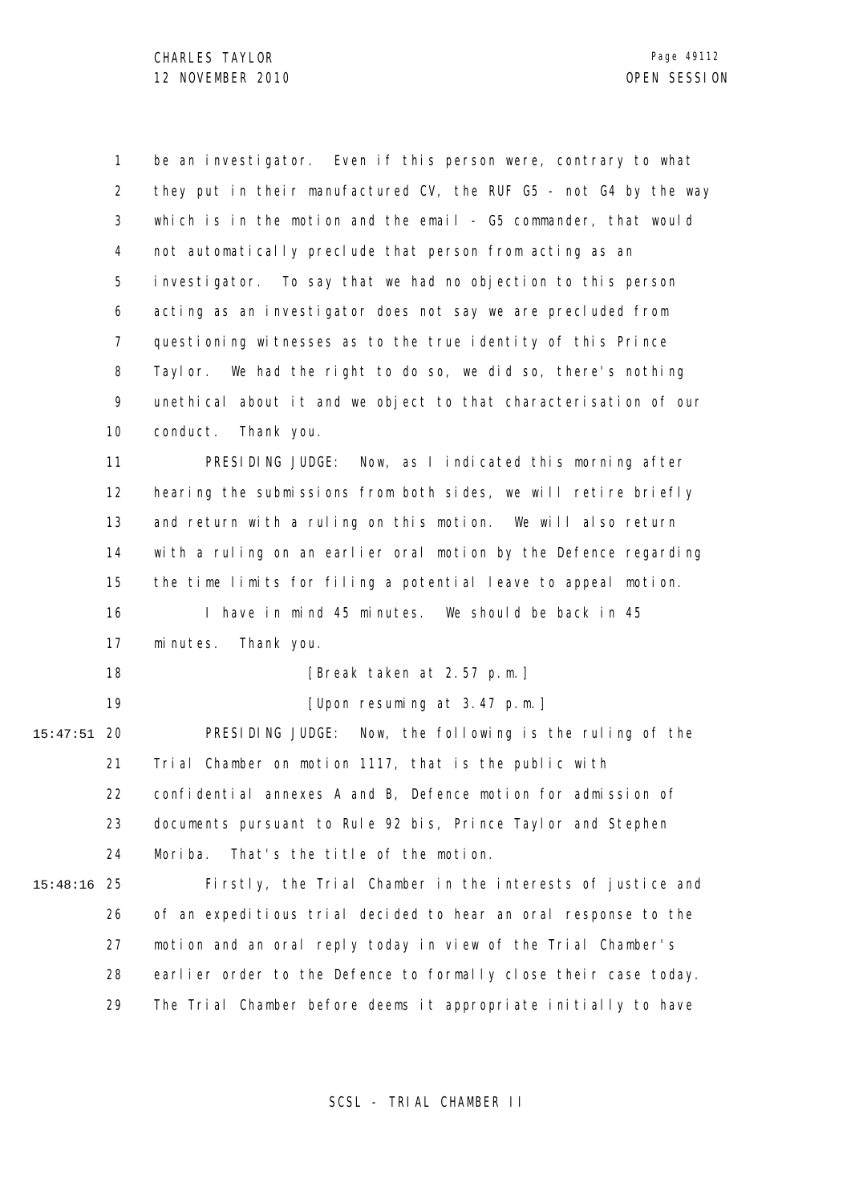be an investigator. Even if this person were, contrary to what they put in their manufactured CV, the RUF G5 - not G4 by the way which is in the motion and the email - G5 commander, that would not automatically preclude that person from acting as an investigator. To say that we had no objection to this person acting as an investigator does not say we are precluded from questioning witnesses as to the true identity of this Prince Taylor. We had the right to do so, we did so, there's nothing unethical about it and we object to that characterisation of our conduct. Thank you.

PRESIDING JUDGE: Now, as I indicated this morning after hearing the submissions from both sides, we will retire briefly and return with a ruling on this motion. We will also return with a ruling on an earlier oral motion by the Defence regarding the time limits for filing a potential leave to appeal motion.

I have in mind 45 minutes. We should be back in 45 minutes. Thank you.

[Break taken at 2.57 p.m.]

[Upon resuming at 3.47 p.m.]

PRESIDING JUDGE: Now, the following is the ruling of the Trial Chamber on motion 1117, that is the public with confidential annexes A and B, Defence motion for admission of documents pursuant to Rule 92 bis, Prince Taylor and Stephen Moriba. That's the title of the motion.

Firstly, the Trial Chamber in the interests of justice and of an expeditious trial decided to hear an oral response to the motion and an oral reply today in view of the Trial Chamber's earlier order to the Defence to formally close their case today. The Trial Chamber before deems it appropriate initially to have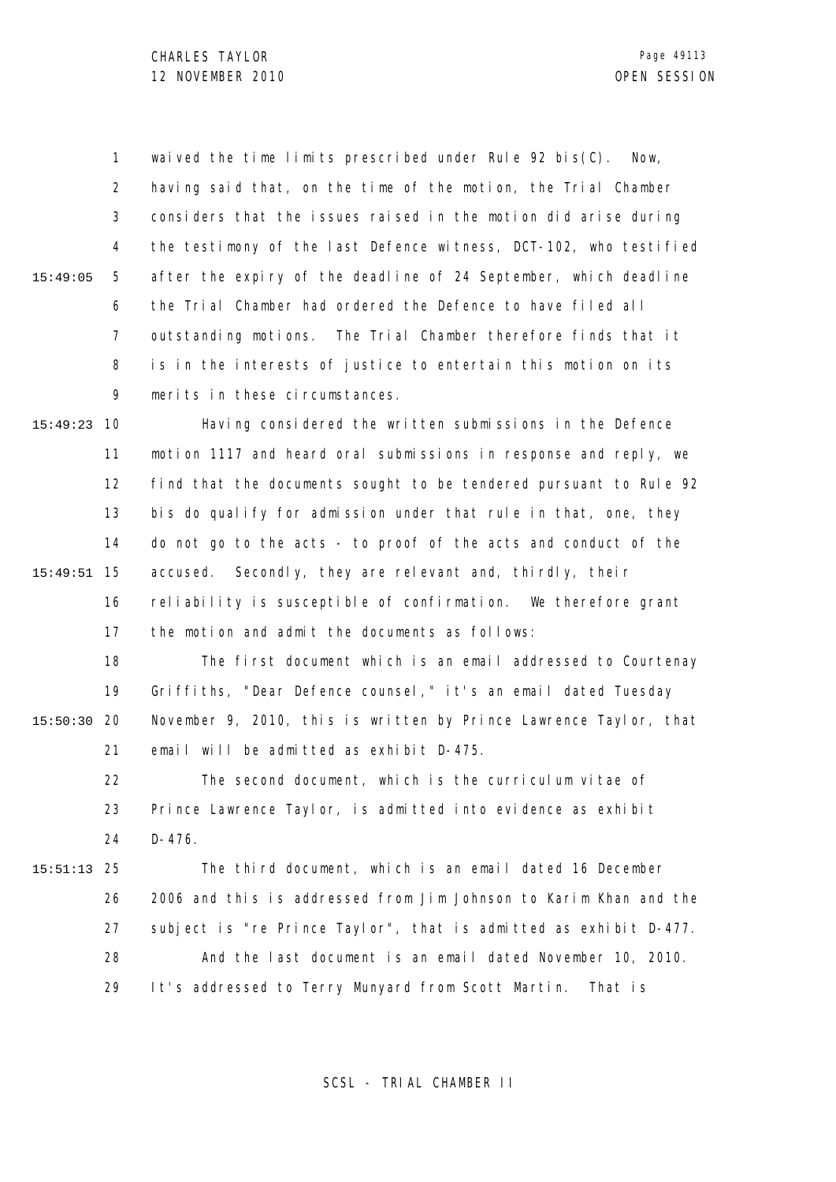waived the time limits prescribed under Rule 92 bis(C). Now, having said that, on the time of the motion, the Trial Chamber considers that the issues raised in the motion did arise during the testimony of the last Defence witness, DCT-102, who testified after the expiry of the deadline of 24 September, which deadline the Trial Chamber had ordered the Defence to have filed all outstanding motions. The Trial Chamber therefore finds that it is in the interests of justice to entertain this motion on its merits in these circumstances.

Having considered the written submissions in the Defence motion 1117 and heard oral submissions in response and reply, we find that the documents sought to be tendered pursuant to Rule 92 bis do qualify for admission under that rule in that, one, they do not go to the acts - to proof of the acts and conduct of the accused. Secondly, they are relevant and, thirdly, their reliability is susceptible of confirmation. We therefore grant the motion and admit the documents as follows:

The first document which is an email addressed to Courtenay Griffiths, "Dear Defence counsel," it's an email dated Tuesday November 9, 2010, this is written by Prince Lawrence Taylor, that email will be admitted as exhibit D-475.

The second document, which is the curriculum vitae of Prince Lawrence Taylor, is admitted into evidence as exhibit D-476.

The third document, which is an email dated 16 December 2006 and this is addressed from Jim Johnson to Karim Khan and the subject is "re Prince Taylor", that is admitted as exhibit D-477.

And the last document is an email dated November 10, 2010. It's addressed to Terry Munyard from Scott Martin. That is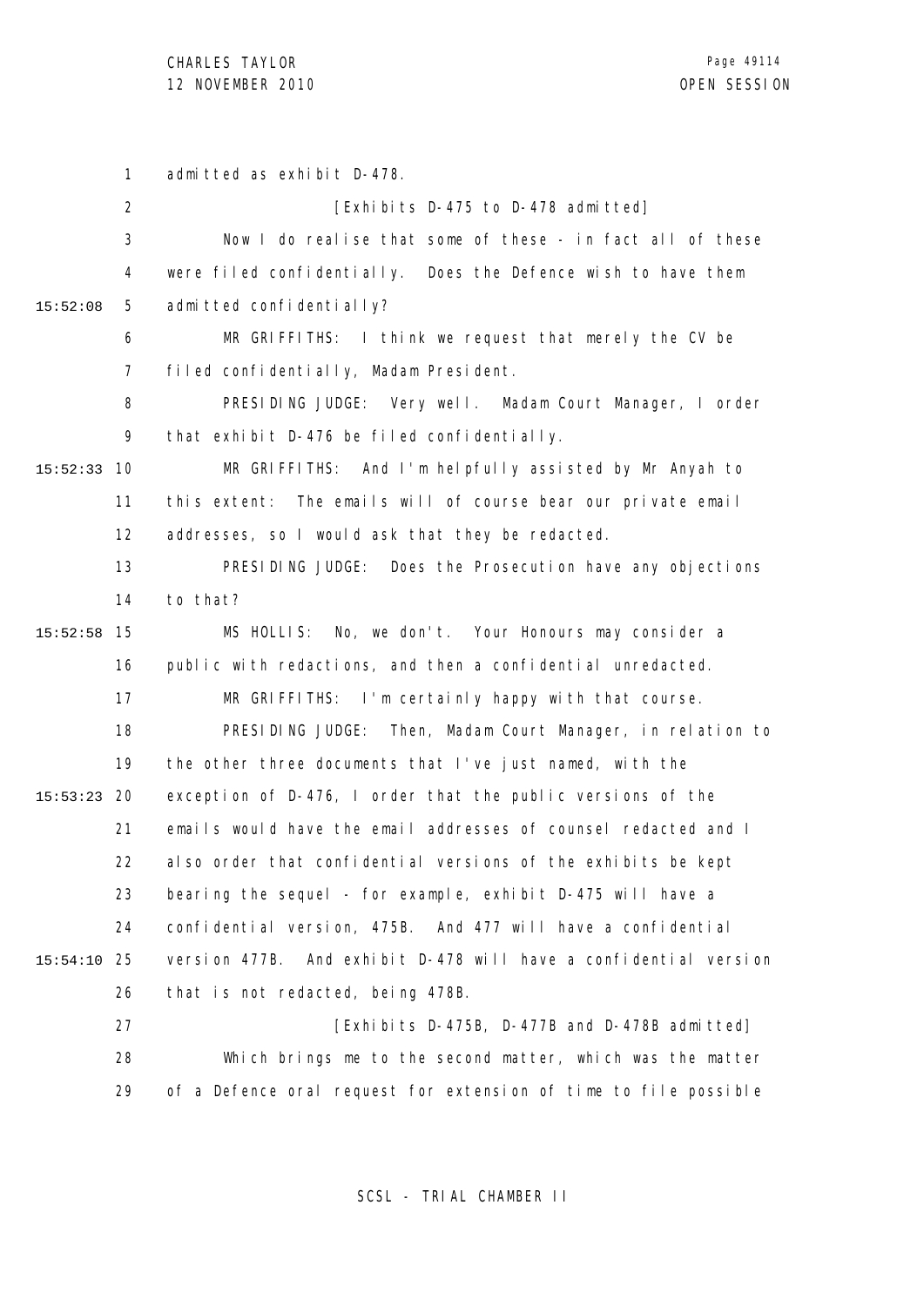admitted as exhibit D-478.

[Exhibits D-475 to D-478 admitted]

Now I do realise that some of these - in fact all of these were filed confidentially. Does the Defence wish to have them admitted confidentially?

MR GRIFFITHS: I think we request that merely the CV be filed confidentially, Madam President.

PRESIDING JUDGE: Very well. Madam Court Manager, I order that exhibit D-476 be filed confidentially.

MR GRIFFITHS: And I'm helpfully assisted by Mr Anyah to this extent: The emails will of course bear our private email addresses, so I would ask that they be redacted.

PRESIDING JUDGE: Does the Prosecution have any objections to that?

MS HOLLIS: No, we don't. Your Honours may consider a public with redactions, and then a confidential unredacted.

MR GRIFFITHS: I'm certainly happy with that course.

PRESIDING JUDGE: Then, Madam Court Manager, in relation to the other three documents that I've just named, with the exception of D-476, I order that the public versions of the emails would have the email addresses of counsel redacted and I also order that confidential versions of the exhibits be kept bearing the sequel - for example, exhibit D-475 will have a confidential version, 475B. And 477 will have a confidential version 477B. And exhibit D-478 will have a confidential version that is not redacted, being 478B.

[Exhibits D-475B, D-477B and D-478B admitted]

Which brings me to the second matter, which was the matter of a Defence oral request for extension of time to file possible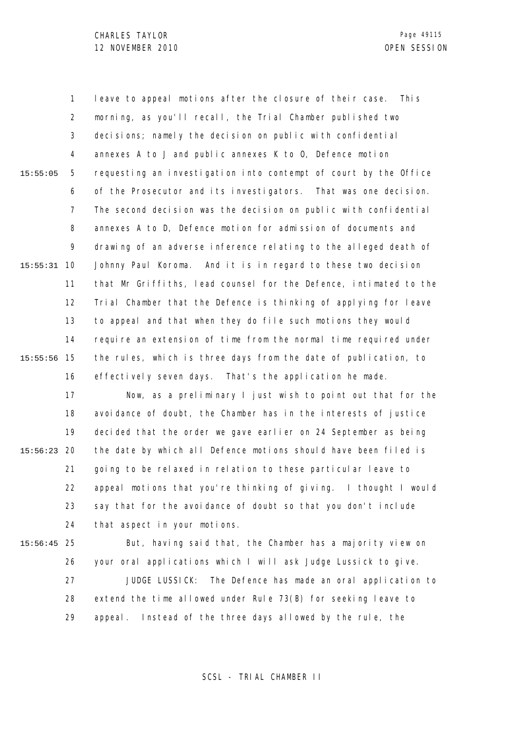leave to appeal motions after the closure of their case. This morning, as you'll recall, the Trial Chamber published two decisions; namely the decision on public with confidential annexes A to J and public annexes K to O, Defence motion requesting an investigation into contempt of court by the Office of the Prosecutor and its investigators. That was one decision. The second decision was the decision on public with confidential annexes A to D, Defence motion for admission of documents and drawing of an adverse inference relating to the alleged death of Johnny Paul Koroma. And it is in regard to these two decision that Mr Griffiths, lead counsel for the Defence, intimated to the Trial Chamber that the Defence is thinking of applying for leave to appeal and that when they do file such motions they would require an extension of time from the normal time required under the rules, which is three days from the date of publication, to effectively seven days. That's the application he made.

Now, as a preliminary I just wish to point out that for the avoidance of doubt, the Chamber has in the interests of justice decided that the order we gave earlier on 24 September as being the date by which all Defence motions should have been filed is going to be relaxed in relation to these particular leave to appeal motions that you're thinking of giving. I thought I would say that for the avoidance of doubt so that you don't include that aspect in your motions.

But, having said that, the Chamber has a majority view on your oral applications which I will ask Judge Lussick to give.

JUDGE LUSSICK: The Defence has made an oral application to extend the time allowed under Rule 73(B) for seeking leave to appeal. Instead of the three days allowed by the rule, the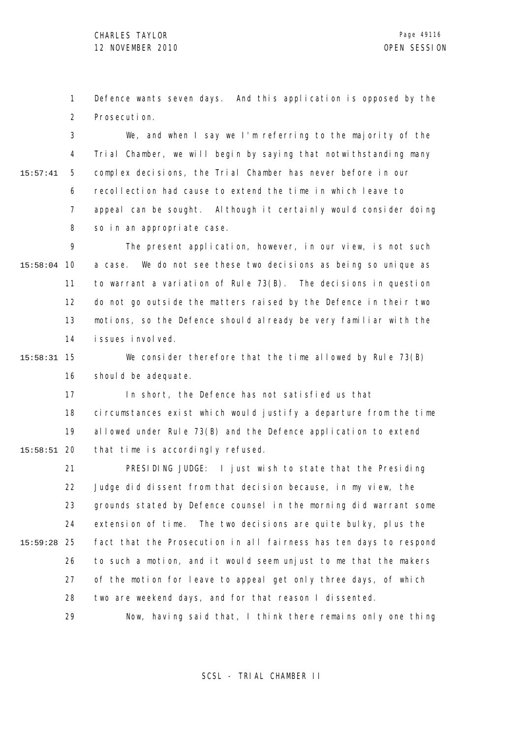Defence wants seven days. And this application is opposed by the Prosecution.

We, and when I say we I'm referring to the majority of the Trial Chamber, we will begin by saying that notwithstanding many complex decisions, the Trial Chamber has never before in our recollection had cause to extend the time in which leave to appeal can be sought. Although it certainly would consider doing so in an appropriate case.

The present application, however, in our view, is not such a case. We do not see these two decisions as being so unique as to warrant a variation of Rule 73(B). The decisions in question do not go outside the matters raised by the Defence in their two motions, so the Defence should already be very familiar with the issues involved.

We consider therefore that the time allowed by Rule 73(B) should be adequate.

In short, the Defence has not satisfied us that circumstances exist which would justify a departure from the time allowed under Rule 73(B) and the Defence application to extend that time is accordingly refused.

PRESIDING JUDGE: I just wish to state that the Presiding Judge did dissent from that decision because, in my view, the grounds stated by Defence counsel in the morning did warrant some extension of time. The two decisions are quite bulky, plus the fact that the Prosecution in all fairness has ten days to respond to such a motion, and it would seem unjust to me that the makers of the motion for leave to appeal get only three days, of which two are weekend days, and for that reason I dissented.

Now, having said that, I think there remains only one thing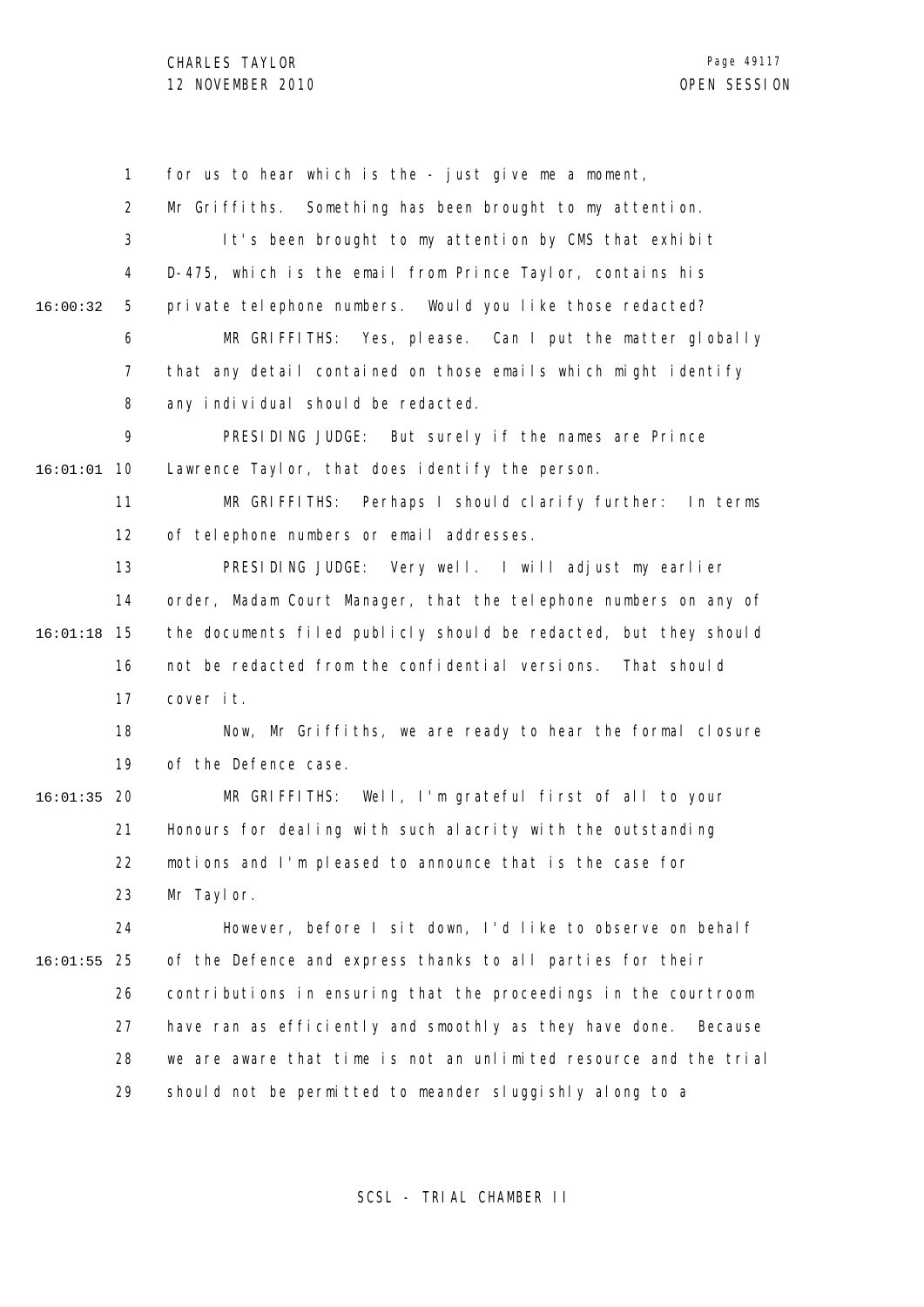for us to hear which is the - just give me a moment, Mr Griffiths. Something has been brought to my attention.

It's been brought to my attention by CMS that exhibit D-475, which is the email from Prince Taylor, contains his private telephone numbers. Would you like those redacted?

MR GRIFFITHS: Yes, please. Can I put the matter globally that any detail contained on those emails which might identify any individual should be redacted.

PRESIDING JUDGE: But surely if the names are Prince Lawrence Taylor, that does identify the person.

MR GRIFFITHS: Perhaps I should clarify further: In terms of telephone numbers or email addresses.

PRESIDING JUDGE: Very well. I will adjust my earlier order, Madam Court Manager, that the telephone numbers on any of the documents filed publicly should be redacted, but they should not be redacted from the confidential versions. That should cover it.

Now, Mr Griffiths, we are ready to hear the formal closure of the Defence case.

MR GRIFFITHS: Well, I'm grateful first of all to your Honours for dealing with such alacrity with the outstanding motions and I'm pleased to announce that is the case for Mr Taylor.

However, before I sit down, I'd like to observe on behalf of the Defence and express thanks to all parties for their contributions in ensuring that the proceedings in the courtroom have ran as efficiently and smoothly as they have done. Because we are aware that time is not an unlimited resource and the trial should not be permitted to meander sluggishly along to a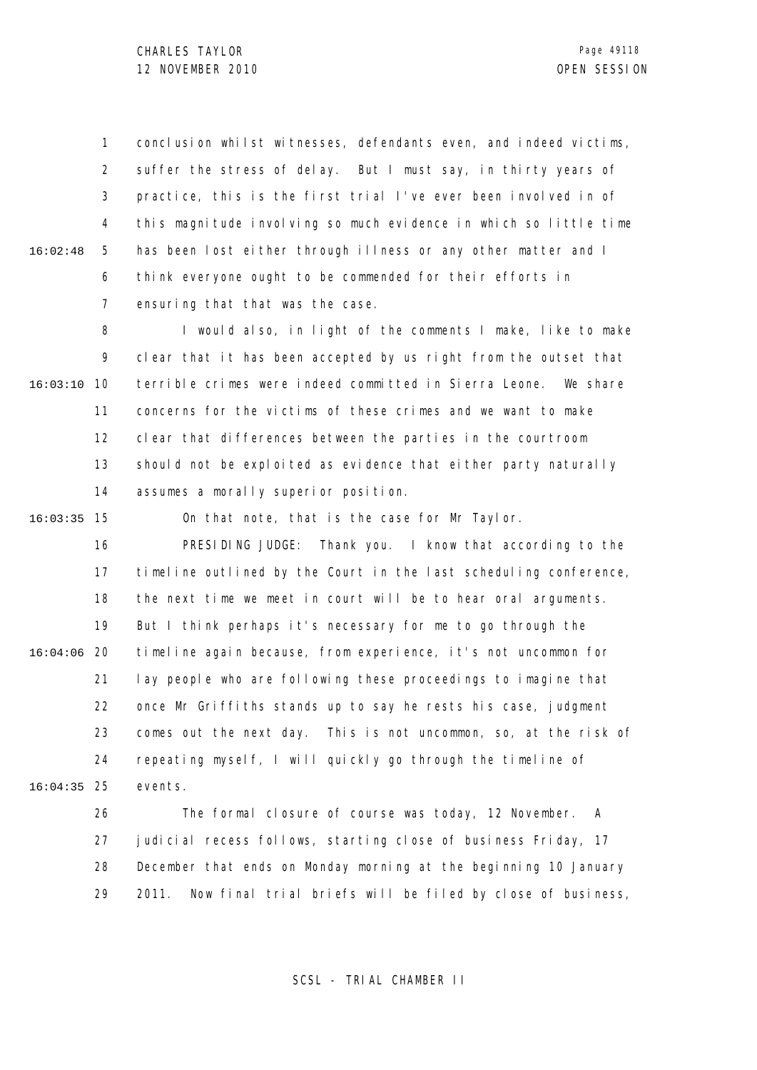conclusion whilst witnesses, defendants even, and indeed victims, suffer the stress of delay. But I must say, in thirty years of practice, this is the first trial I've ever been involved in of this magnitude involving so much evidence in which so little time has been lost either through illness or any other matter and I think everyone ought to be commended for their efforts in ensuring that that was the case.

I would also, in light of the comments I make, like to make clear that it has been accepted by us right from the outset that terrible crimes were indeed committed in Sierra Leone. We share concerns for the victims of these crimes and we want to make clear that differences between the parties in the courtroom should not be exploited as evidence that either party naturally assumes a morally superior position.

On that note, that is the case for Mr Taylor.

PRESIDING JUDGE: Thank you. I know that according to the timeline outlined by the Court in the last scheduling conference, the next time we meet in court will be to hear oral arguments. But I think perhaps it's necessary for me to go through the timeline again because, from experience, it's not uncommon for lay people who are following these proceedings to imagine that once Mr Griffiths stands up to say he rests his case, judgment comes out the next day. This is not uncommon, so, at the risk of repeating myself, I will quickly go through the timeline of events.

The formal closure of course was today, 12 November. A judicial recess follows, starting close of business Friday, 17 December that ends on Monday morning at the beginning 10 January 2011. Now final trial briefs will be filed by close of business,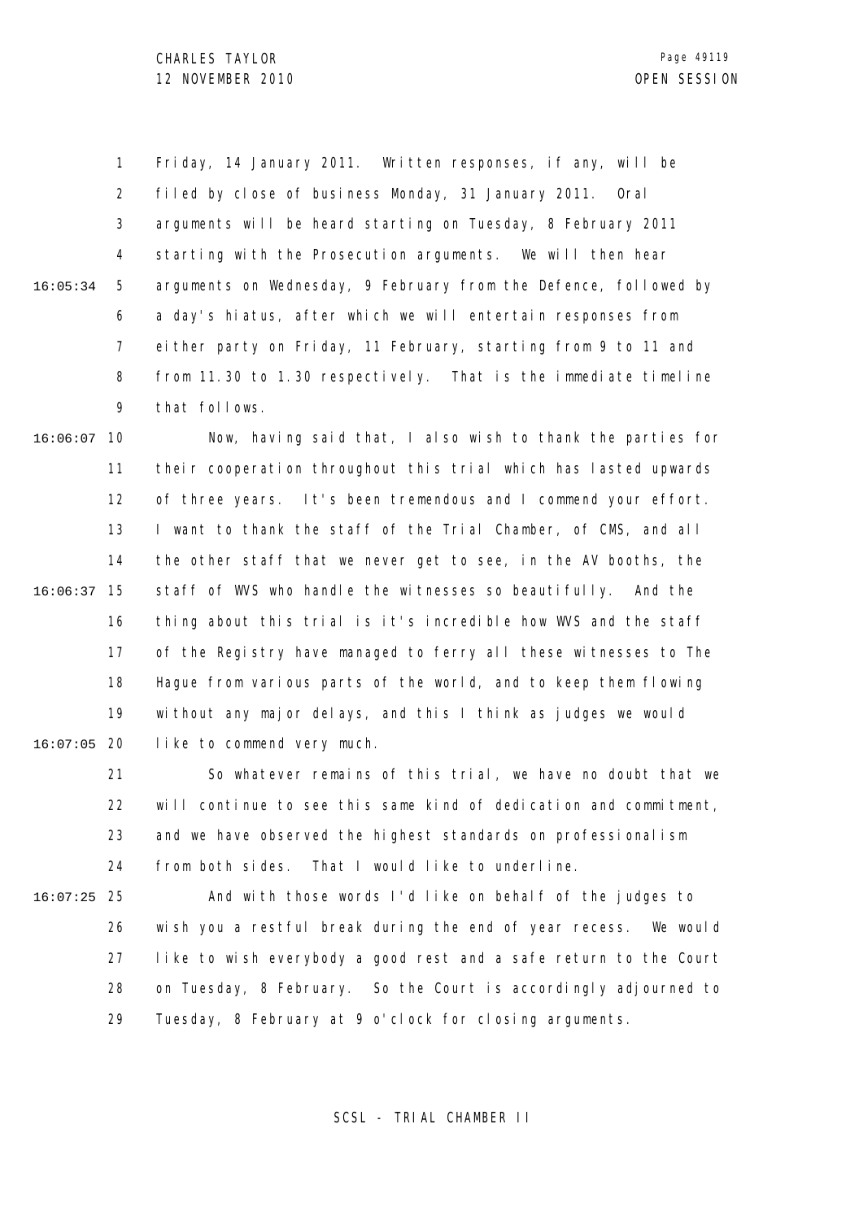Friday, 14 January 2011. Written responses, if any, will be filed by close of business Monday, 31 January 2011. Oral arguments will be heard starting on Tuesday, 8 February 2011 starting with the Prosecution arguments. We will then hear arguments on Wednesday, 9 February from the Defence, followed by a day's hiatus, after which we will entertain responses from either party on Friday, 11 February, starting from 9 to 11 and from 11.30 to 1.30 respectively. That is the immediate timeline that follows.

Now, having said that, I also wish to thank the parties for their cooperation throughout this trial which has lasted upwards of three years. It's been tremendous and I commend your effort. I want to thank the staff of the Trial Chamber, of CMS, and all the other staff that we never get to see, in the AV booths, the staff of WVS who handle the witnesses so beautifully. And the thing about this trial is it's incredible how WVS and the staff of the Registry have managed to ferry all these witnesses to The Hague from various parts of the world, and to keep them flowing without any major delays, and this I think as judges we would like to commend very much.

So whatever remains of this trial, we have no doubt that we will continue to see this same kind of dedication and commitment, and we have observed the highest standards on professionalism from both sides. That I would like to underline.

And with those words I'd like on behalf of the judges to wish you a restful break during the end of year recess. We would like to wish everybody a good rest and a safe return to the Court on Tuesday, 8 February. So the Court is accordingly adjourned to Tuesday, 8 February at 9 o'clock for closing arguments.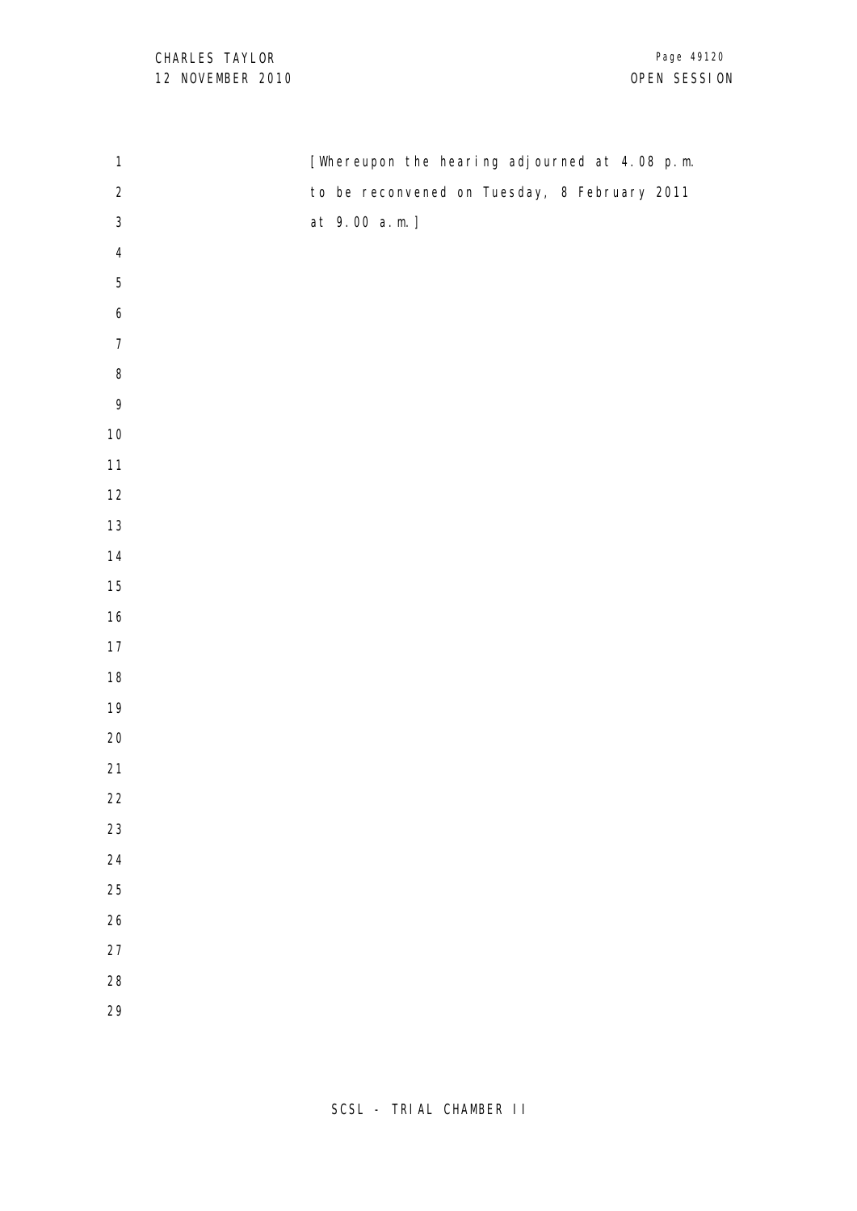[Whereupon the hearing adjourned at 4.08 p.m.
to be reconvened on Tuesday, 8 February 2011
at 9.00 a.m.]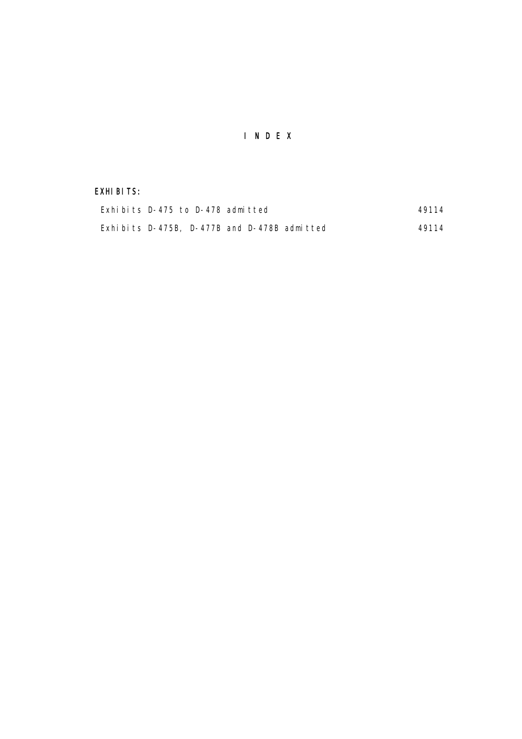# I N D E X

**EXHIBITS:**

| | |
|---|---|
| Exhibits D-475 to D-478 admitted | 49114 |
| Exhibits D-475B, D-477B and D-478B admitted | 49114 |